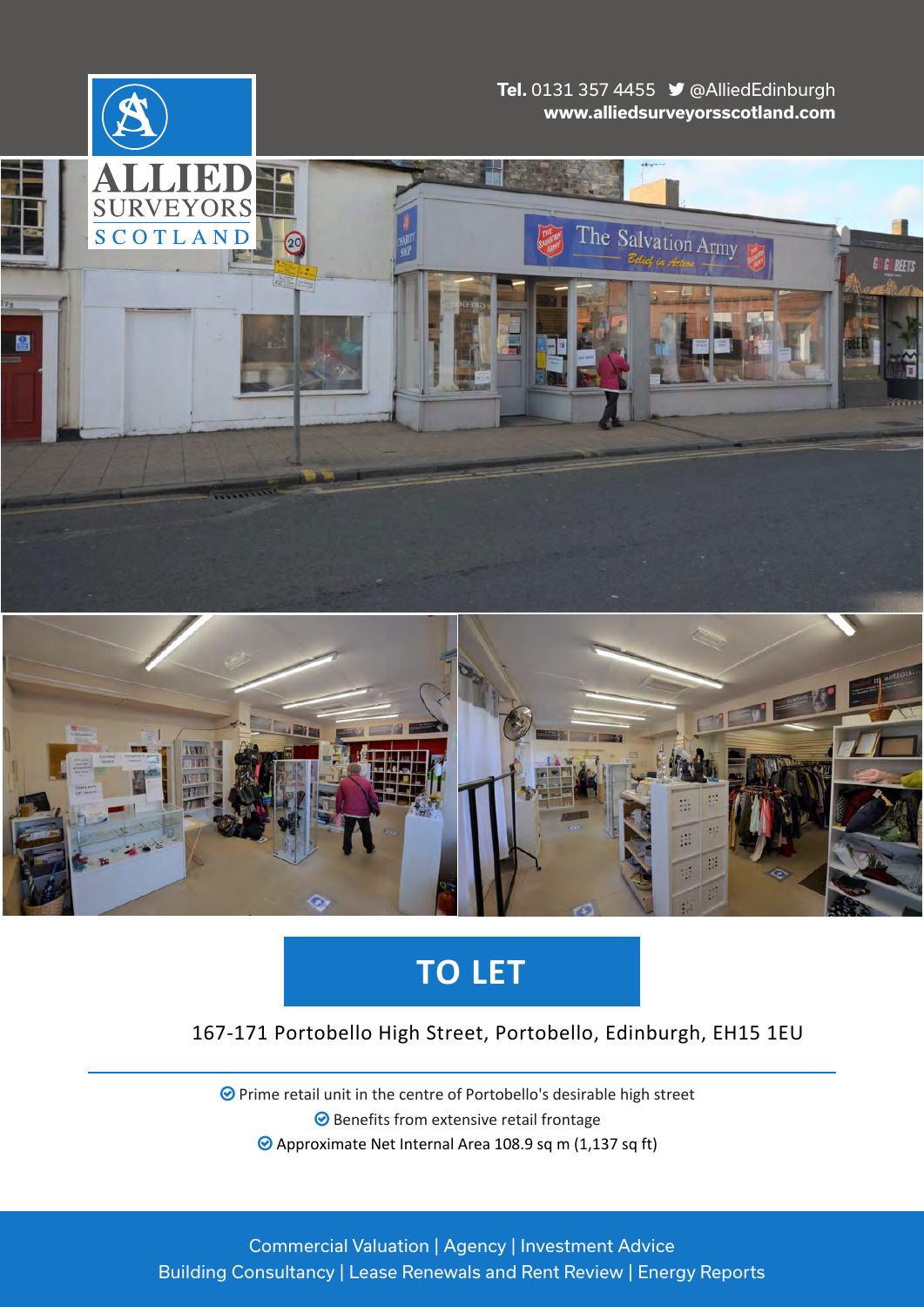ALLIED SURVEYORS SCOTLAND

**Tel.** 0131 357 4455 @AlliedEdinburgh
**www.alliedsurveyorsscotland.com**

# TO LET

167-171 Portobello High Street, Portobello, Edinburgh, EH15 1EU

- Prime retail unit in the centre of Portobello's desirable high street
- Benefits from extensive retail frontage
- Approximate Net Internal Area 108.9 sq m (1,137 sq ft)

Commercial Valuation | Agency | Investment Advice
Building Consultancy | Lease Renewals and Rent Review | Energy Reports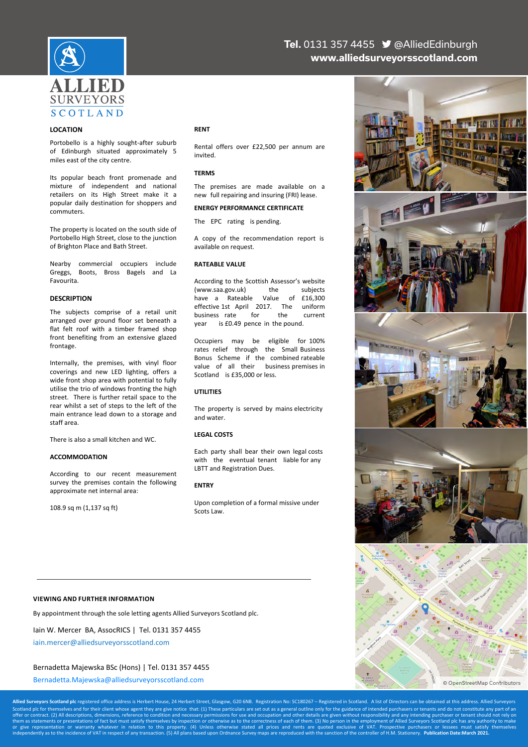**Tel.** 0131 357 4455 @AlliedEdinburgh
**www.alliedsurveyorsscotland.com**

ALLIED SURVEYORS SCOTLAND

## LOCATION

Portobello is a highly sought-after suburb of Edinburgh situated approximately 5 miles east of the city centre.

Its popular beach front promenade and mixture of independent and national retailers on its High Street make it a popular daily destination for shoppers and commuters.

The property is located on the south side of Portobello High Street, close to the junction of Brighton Place and Bath Street.

Nearby commercial occupiers include Greggs, Boots, Bross Bagels and La Favourita.

## DESCRIPTION

The subjects comprise of a retail unit arranged over ground floor set beneath a flat felt roof with a timber framed shop front benefiting from an extensive glazed frontage.

Internally, the premises, with vinyl floor coverings and new LED lighting, offers a wide front shop area with potential to fully utilise the trio of windows fronting the high street. There is further retail space to the rear whilst a set of steps to the left of the main entrance lead down to a storage and staff area.

There is also a small kitchen and WC.

## ACCOMMODATION

According to our recent measurement survey the premises contain the following approximate net internal area:

108.9 sq m (1,137 sq ft)

## RENT

Rental offers over £22,500 per annum are invited.

## TERMS

The premises are made available on a new full repairing and insuring (FRI) lease.

## ENERGY PERFORMANCE CERTIFICATE

The EPC rating is pending.

A copy of the recommendation report is available on request.

## RATEABLE VALUE

According to the Scottish Assessor's website (www.saa.gov.uk) the subjects have a Rateable Value of £16,300 effective 1st April 2017. The uniform business rate for the current year is £0.49 pence in the pound.

Occupiers may be eligible for 100% rates relief through the Small Business Bonus Scheme if the combined rateable value of all their business premises in Scotland is £35,000 or less.

## UTILITIES

The property is served by mains electricity and water.

## LEGAL COSTS

Each party shall bear their own legal costs with the eventual tenant liable for any LBTT and Registration Dues.

## ENTRY

Upon completion of a formal missive under Scots Law.

## VIEWING AND FURTHER INFORMATION

By appointment through the sole letting agents Allied Surveyors Scotland plc.

Iain W. Mercer BA, AssocRICS | Tel. 0131 357 4455
iain.mercer@alliedsurveyorsscotland.com

Bernadetta Majewska BSc (Hons) | Tel. 0131 357 4455
Bernadetta.Majewska@alliedsurveyorsscotland.com

© OpenStreetMap Contributors

**Allied Surveyors Scotland plc** registered office address is Herbert House, 24 Herbert Street, Glasgow, G20 6NB. Registration No: SC180267 – Registered in Scotland. A list of Directors can be obtained at this address. Allied Surveyors Scotland plc for themselves and for their client whose agent they are give notice that: (1) These particulars are set out as a general outline only for the guidance of intended purchasers or tenants and do not constitute any part of an offer or contract. (2) All descriptions, dimensions, reference to condition and necessary permissions for use and occupation and other details are given without responsibility and any intending purchaser or tenant should not rely on them as statements or presentations of fact but must satisfy themselves by inspection or otherwise as to the correctness of each of them. (3) No person in the employment of Allied Surveyors Scotland plc has any authority to make or give representation or warranty whatever in relation to this property. (4) Unless otherwise stated all prices and rents are quoted exclusive of VAT. Prospective purchasers or lessees must satisfy themselves independently as to the incidence of VAT in respect of any transaction. (5) All plans based upon Ordnance Survey maps are reproduced with the sanction of the controller of H.M. Stationery. **Publication Date:March 2021.**